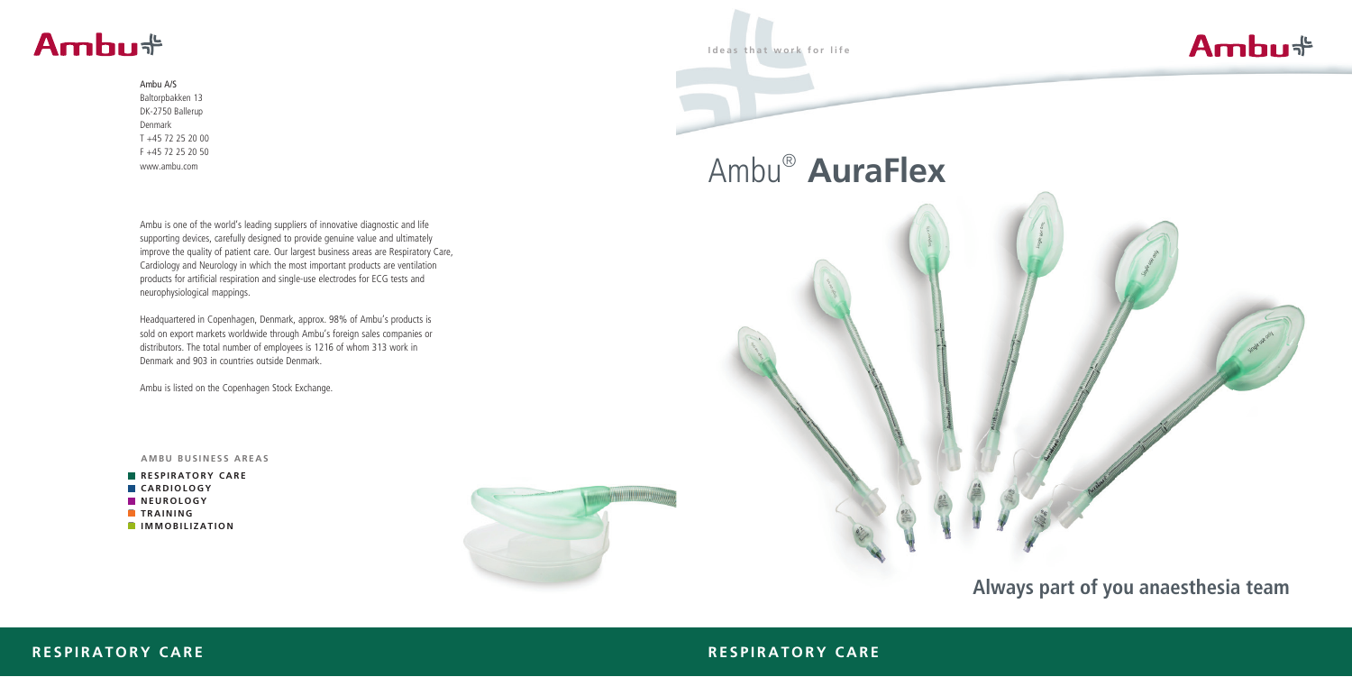Ambu

Ambu A/S
Baltorpbakken 13
DK-2750 Ballerup
Denmark
T +45 72 25 20 00
F +45 72 25 20 50
www.ambu.com

Ambu is one of the world's leading suppliers of innovative diagnostic and life supporting devices, carefully designed to provide genuine value and ultimately improve the quality of patient care. Our largest business areas are Respiratory Care, Cardiology and Neurology in which the most important products are ventilation products for artificial respiration and single-use electrodes for ECG tests and neurophysiological mappings.

Headquartered in Copenhagen, Denmark, approx. 98% of Ambu's products is sold on export markets worldwide through Ambu's foreign sales companies or distributors. The total number of employees is 1216 of whom 313 work in Denmark and 903 in countries outside Denmark.

Ambu is listed on the Copenhagen Stock Exchange.

**AMBU BUSINESS AREAS**

- RESPIRATORY CARE
- CARDIOLOGY
- NEUROLOGY
- TRAINING
- IMMOBILIZATION

**RESPIRATORY CARE**

Ideas that work for life

Ambu

# Ambu® **AuraFlex**

## Always part of you anaesthesia team

**RESPIRATORY CARE**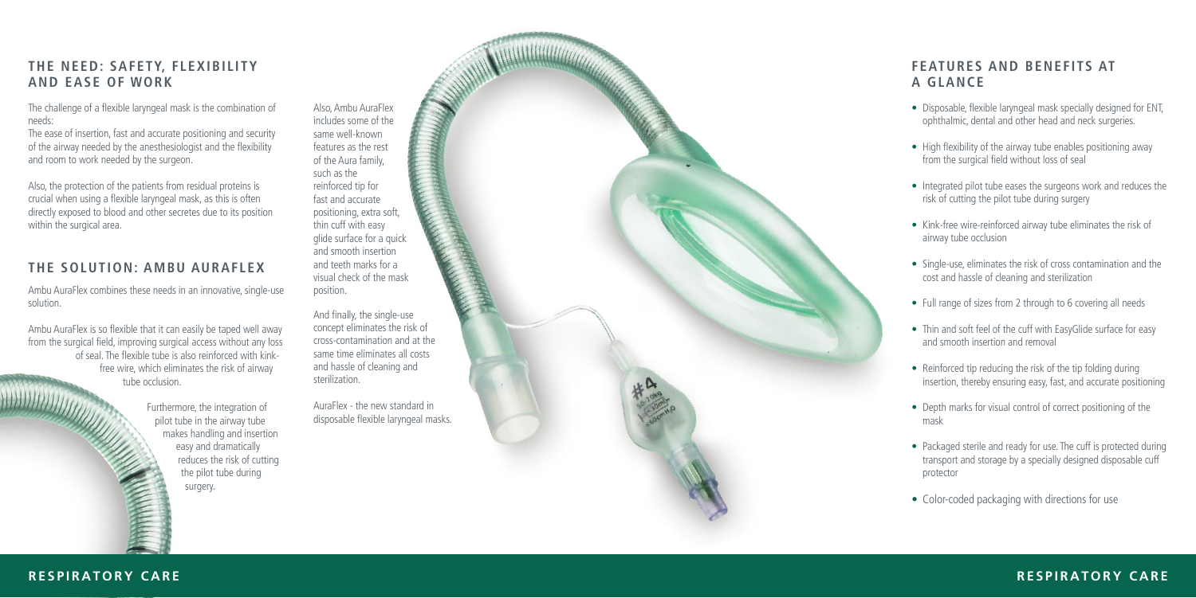## THE NEED: SAFETY, FLEXIBILITY AND EASE OF WORK

The challenge of a flexible laryngeal mask is the combination of needs:

The ease of insertion, fast and accurate positioning and security of the airway needed by the anesthesiologist and the flexibility and room to work needed by the surgeon.

Also, the protection of the patients from residual proteins is crucial when using a flexible laryngeal mask, as this is often directly exposed to blood and other secretes due to its position within the surgical area.

## THE SOLUTION: AMBU AURAFLEX

Ambu AuraFlex combines these needs in an innovative, single-use solution.

Ambu AuraFlex is so flexible that it can easily be taped well away from the surgical field, improving surgical access without any loss of seal. The flexible tube is also reinforced with kink-free wire, which eliminates the risk of airway tube occlusion.

Furthermore, the integration of pilot tube in the airway tube makes handling and insertion easy and dramatically reduces the risk of cutting the pilot tube during surgery.

Also, Ambu AuraFlex includes some of the same well-known features as the rest of the Aura family, such as the reinforced tip for fast and accurate positioning, extra soft, thin cuff with easy glide surface for a quick and smooth insertion and teeth marks for a visual check of the mask position.

And finally, the single-use concept eliminates the risk of cross-contamination and at the same time eliminates all costs and hassle of cleaning and sterilization.

AuraFlex - the new standard in disposable flexible laryngeal masks.

## FEATURES AND BENEFITS AT A GLANCE

- Disposable, flexible laryngeal mask specially designed for ENT, ophthalmic, dental and other head and neck surgeries.
- High flexibility of the airway tube enables positioning away from the surgical field without loss of seal
- Integrated pilot tube eases the surgeons work and reduces the risk of cutting the pilot tube during surgery
- Kink-free wire-reinforced airway tube eliminates the risk of airway tube occlusion
- Single-use, eliminates the risk of cross contamination and the cost and hassle of cleaning and sterilization
- Full range of sizes from 2 through to 6 covering all needs
- Thin and soft feel of the cuff with EasyGlide surface for easy and smooth insertion and removal
- Reinforced tip reducing the risk of the tip folding during insertion, thereby ensuring easy, fast, and accurate positioning
- Depth marks for visual control of correct positioning of the mask
- Packaged sterile and ready for use. The cuff is protected during transport and storage by a specially designed disposable cuff protector
- Color-coded packaging with directions for use